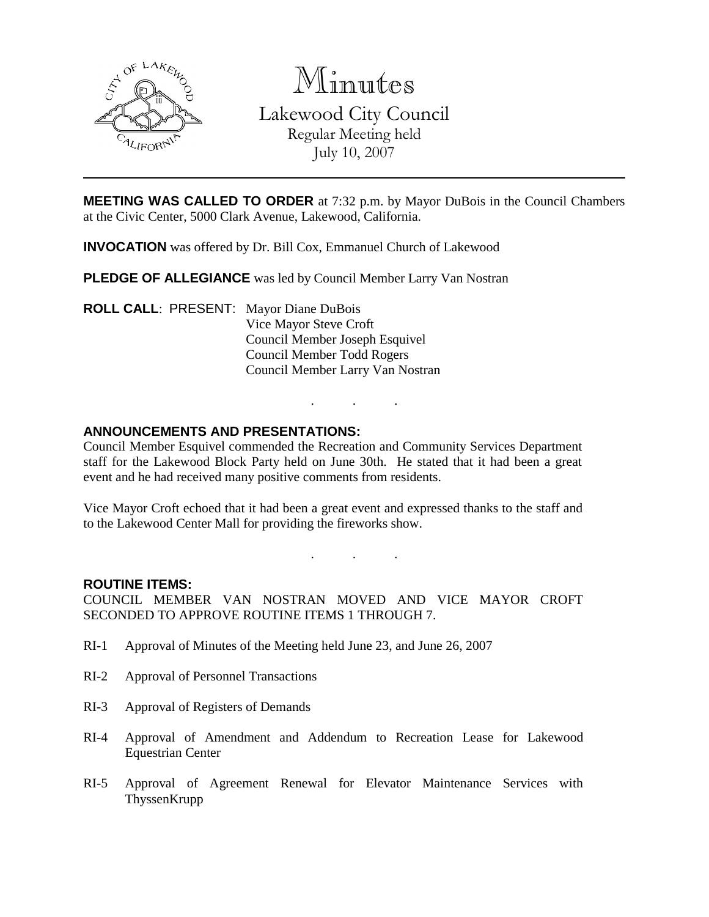# Minutes

## Lakewood City Council

Regular Meeting held
July 10, 2007

---

**MEETING WAS CALLED TO ORDER** at 7:32 p.m. by Mayor DuBois in the Council Chambers at the Civic Center, 5000 Clark Avenue, Lakewood, California.

**INVOCATION** was offered by Dr. Bill Cox, Emmanuel Church of Lakewood

**PLEDGE OF ALLEGIANCE** was led by Council Member Larry Van Nostran

**ROLL CALL**: PRESENT: Mayor Diane DuBois
Vice Mayor Steve Croft
Council Member Joseph Esquivel
Council Member Todd Rogers
Council Member Larry Van Nostran

. . .

**ANNOUNCEMENTS AND PRESENTATIONS:**

Council Member Esquivel commended the Recreation and Community Services Department staff for the Lakewood Block Party held on June 30th. He stated that it had been a great event and he had received many positive comments from residents.

Vice Mayor Croft echoed that it had been a great event and expressed thanks to the staff and to the Lakewood Center Mall for providing the fireworks show.

. . .

**ROUTINE ITEMS:**

COUNCIL MEMBER VAN NOSTRAN MOVED AND VICE MAYOR CROFT SECONDED TO APPROVE ROUTINE ITEMS 1 THROUGH 7.

RI-1 Approval of Minutes of the Meeting held June 23, and June 26, 2007

RI-2 Approval of Personnel Transactions

RI-3 Approval of Registers of Demands

RI-4 Approval of Amendment and Addendum to Recreation Lease for Lakewood Equestrian Center

RI-5 Approval of Agreement Renewal for Elevator Maintenance Services with ThyssenKrupp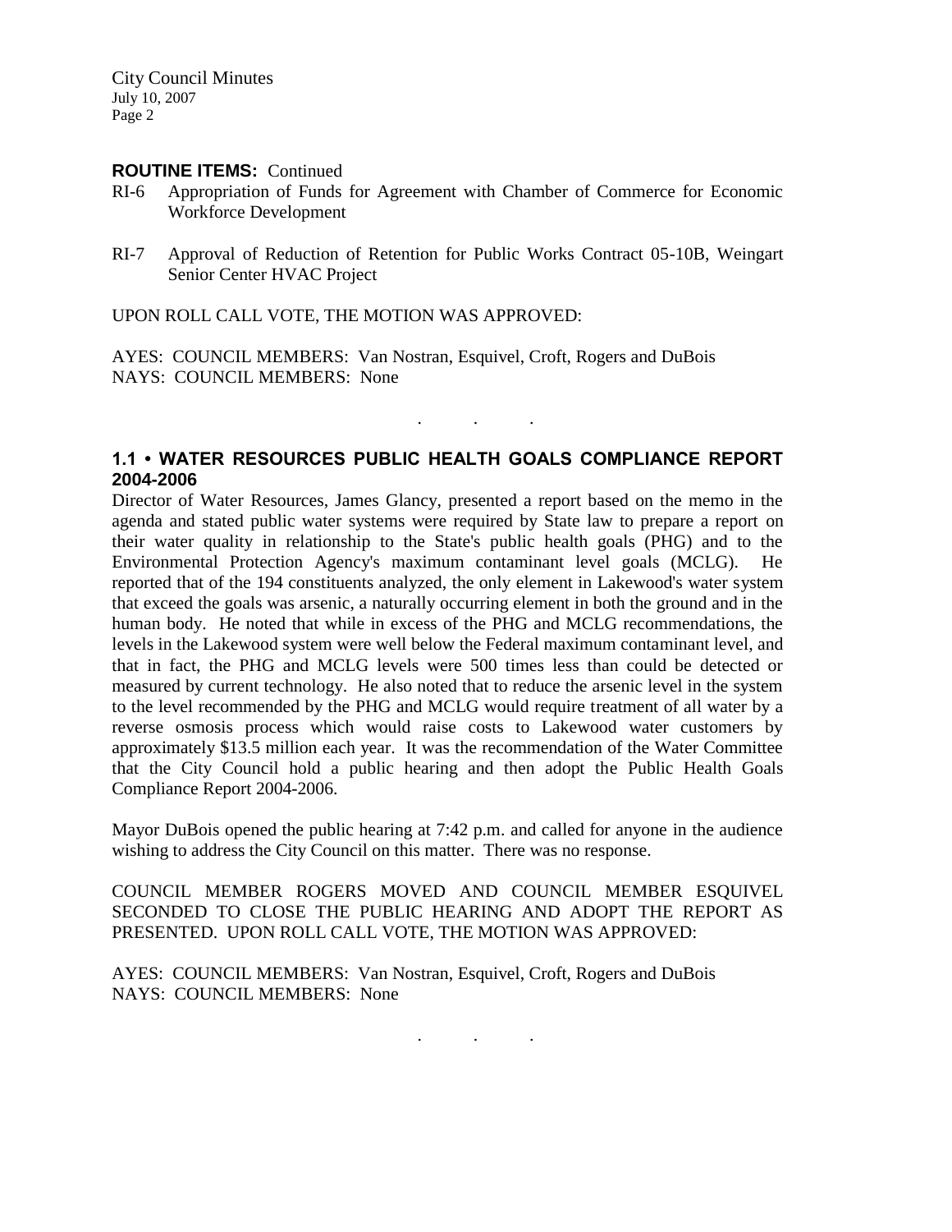**ROUTINE ITEMS:** Continued

RI-6 Appropriation of Funds for Agreement with Chamber of Commerce for Economic Workforce Development

RI-7 Approval of Reduction of Retention for Public Works Contract 05-10B, Weingart Senior Center HVAC Project

UPON ROLL CALL VOTE, THE MOTION WAS APPROVED:

AYES: COUNCIL MEMBERS: Van Nostran, Esquivel, Croft, Rogers and DuBois
NAYS: COUNCIL MEMBERS: None

. . .

**1.1 • WATER RESOURCES PUBLIC HEALTH GOALS COMPLIANCE REPORT 2004-2006**

Director of Water Resources, James Glancy, presented a report based on the memo in the agenda and stated public water systems were required by State law to prepare a report on their water quality in relationship to the State's public health goals (PHG) and to the Environmental Protection Agency's maximum contaminant level goals (MCLG). He reported that of the 194 constituents analyzed, the only element in Lakewood's water system that exceed the goals was arsenic, a naturally occurring element in both the ground and in the human body. He noted that while in excess of the PHG and MCLG recommendations, the levels in the Lakewood system were well below the Federal maximum contaminant level, and that in fact, the PHG and MCLG levels were 500 times less than could be detected or measured by current technology. He also noted that to reduce the arsenic level in the system to the level recommended by the PHG and MCLG would require treatment of all water by a reverse osmosis process which would raise costs to Lakewood water customers by approximately $13.5 million each year. It was the recommendation of the Water Committee that the City Council hold a public hearing and then adopt the Public Health Goals Compliance Report 2004-2006.

Mayor DuBois opened the public hearing at 7:42 p.m. and called for anyone in the audience wishing to address the City Council on this matter. There was no response.

COUNCIL MEMBER ROGERS MOVED AND COUNCIL MEMBER ESQUIVEL SECONDED TO CLOSE THE PUBLIC HEARING AND ADOPT THE REPORT AS PRESENTED. UPON ROLL CALL VOTE, THE MOTION WAS APPROVED:

AYES: COUNCIL MEMBERS: Van Nostran, Esquivel, Croft, Rogers and DuBois
NAYS: COUNCIL MEMBERS: None

. . .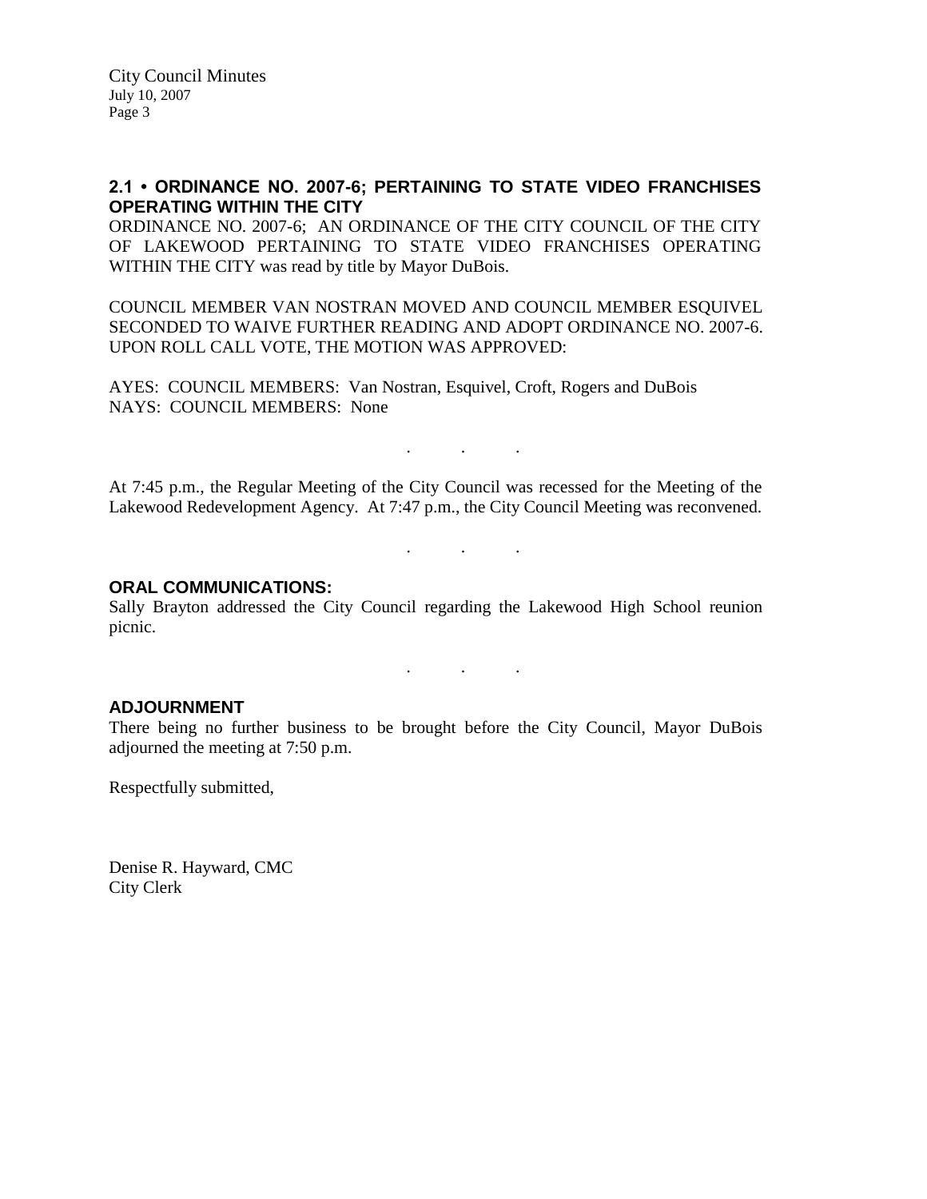## 2.1 • ORDINANCE NO. 2007-6; PERTAINING TO STATE VIDEO FRANCHISES OPERATING WITHIN THE CITY

ORDINANCE NO. 2007-6; AN ORDINANCE OF THE CITY COUNCIL OF THE CITY OF LAKEWOOD PERTAINING TO STATE VIDEO FRANCHISES OPERATING WITHIN THE CITY was read by title by Mayor DuBois.

COUNCIL MEMBER VAN NOSTRAN MOVED AND COUNCIL MEMBER ESQUIVEL SECONDED TO WAIVE FURTHER READING AND ADOPT ORDINANCE NO. 2007-6. UPON ROLL CALL VOTE, THE MOTION WAS APPROVED:

AYES: COUNCIL MEMBERS: Van Nostran, Esquivel, Croft, Rogers and DuBois
NAYS: COUNCIL MEMBERS: None

. . .

At 7:45 p.m., the Regular Meeting of the City Council was recessed for the Meeting of the Lakewood Redevelopment Agency. At 7:47 p.m., the City Council Meeting was reconvened.

. . .

## ORAL COMMUNICATIONS:

Sally Brayton addressed the City Council regarding the Lakewood High School reunion picnic.

. . .

## ADJOURNMENT

There being no further business to be brought before the City Council, Mayor DuBois adjourned the meeting at 7:50 p.m.

Respectfully submitted,

Denise R. Hayward, CMC
City Clerk